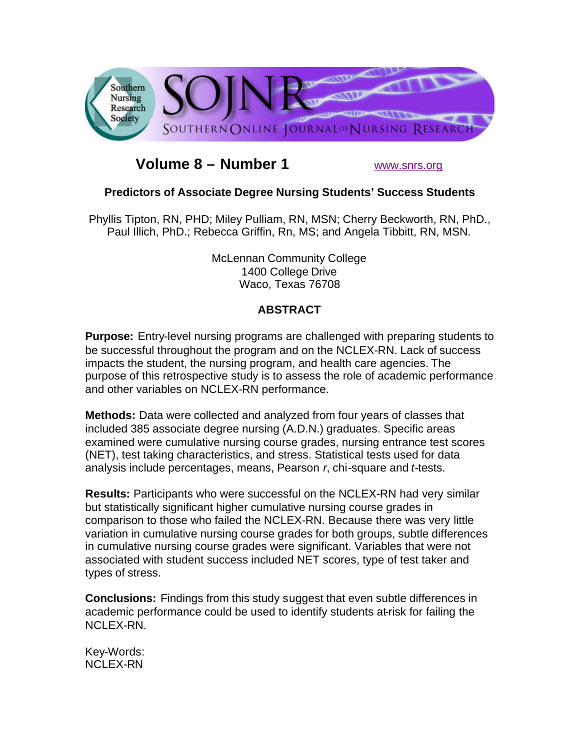# Volume 8 – Number 1

www.snrs.org

## Predictors of Associate Degree Nursing Students' Success Students

Phyllis Tipton, RN, PHD; Miley Pulliam, RN, MSN; Cherry Beckworth, RN, PhD., Paul Illich, PhD.; Rebecca Griffin, Rn, MS; and Angela Tibbitt, RN, MSN.

McLennan Community College
1400 College Drive
Waco, Texas 76708

## ABSTRACT

**Purpose:** Entry-level nursing programs are challenged with preparing students to be successful throughout the program and on the NCLEX-RN. Lack of success impacts the student, the nursing program, and health care agencies. The purpose of this retrospective study is to assess the role of academic performance and other variables on NCLEX-RN performance.

**Methods:** Data were collected and analyzed from four years of classes that included 385 associate degree nursing (A.D.N.) graduates. Specific areas examined were cumulative nursing course grades, nursing entrance test scores (NET), test taking characteristics, and stress. Statistical tests used for data analysis include percentages, means, Pearson *r*, chi-square and *t*-tests.

**Results:** Participants who were successful on the NCLEX-RN had very similar but statistically significant higher cumulative nursing course grades in comparison to those who failed the NCLEX-RN. Because there was very little variation in cumulative nursing course grades for both groups, subtle differences in cumulative nursing course grades were significant. Variables that were not associated with student success included NET scores, type of test taker and types of stress.

**Conclusions:** Findings from this study suggest that even subtle differences in academic performance could be used to identify students at-risk for failing the NCLEX-RN.

Key-Words:
NCLEX-RN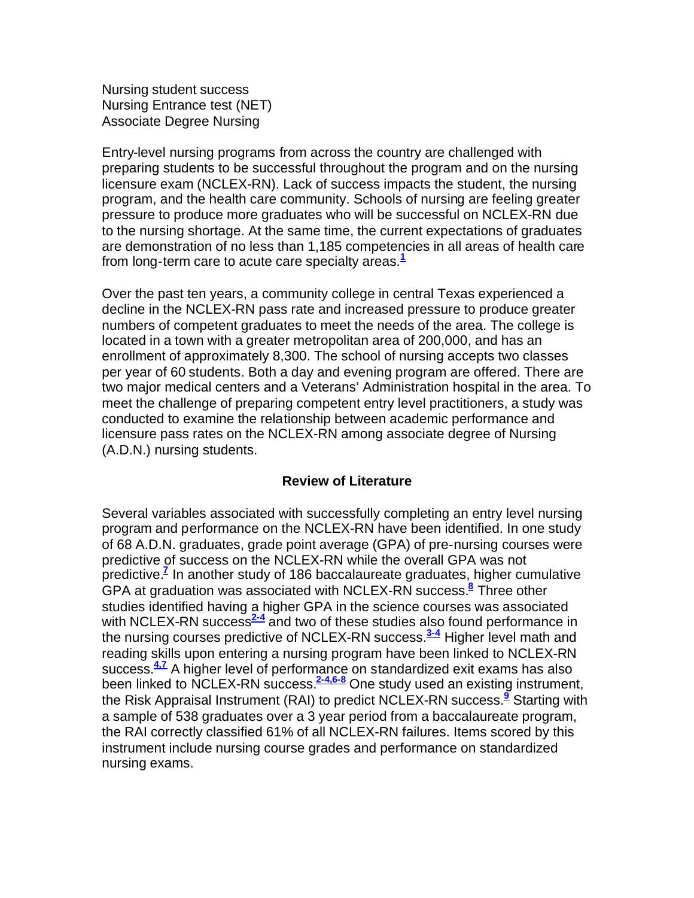Nursing student success
Nursing Entrance test (NET)
Associate Degree Nursing

Entry-level nursing programs from across the country are challenged with preparing students to be successful throughout the program and on the nursing licensure exam (NCLEX-RN). Lack of success impacts the student, the nursing program, and the health care community. Schools of nursing are feeling greater pressure to produce more graduates who will be successful on NCLEX-RN due to the nursing shortage. At the same time, the current expectations of graduates are demonstration of no less than 1,185 competencies in all areas of health care from long-term care to acute care specialty areas.[1]

Over the past ten years, a community college in central Texas experienced a decline in the NCLEX-RN pass rate and increased pressure to produce greater numbers of competent graduates to meet the needs of the area. The college is located in a town with a greater metropolitan area of 200,000, and has an enrollment of approximately 8,300. The school of nursing accepts two classes per year of 60 students. Both a day and evening program are offered. There are two major medical centers and a Veterans' Administration hospital in the area. To meet the challenge of preparing competent entry level practitioners, a study was conducted to examine the relationship between academic performance and licensure pass rates on the NCLEX-RN among associate degree of Nursing (A.D.N.) nursing students.

## Review of Literature

Several variables associated with successfully completing an entry level nursing program and performance on the NCLEX-RN have been identified. In one study of 68 A.D.N. graduates, grade point average (GPA) of pre-nursing courses were predictive of success on the NCLEX-RN while the overall GPA was not predictive.[7] In another study of 186 baccalaureate graduates, higher cumulative GPA at graduation was associated with NCLEX-RN success.[8] Three other studies identified having a higher GPA in the science courses was associated with NCLEX-RN success[2-4] and two of these studies also found performance in the nursing courses predictive of NCLEX-RN success.[3-4] Higher level math and reading skills upon entering a nursing program have been linked to NCLEX-RN success.[4,7] A higher level of performance on standardized exit exams has also been linked to NCLEX-RN success.[2-4,6-8] One study used an existing instrument, the Risk Appraisal Instrument (RAI) to predict NCLEX-RN success.[9] Starting with a sample of 538 graduates over a 3 year period from a baccalaureate program, the RAI correctly classified 61% of all NCLEX-RN failures. Items scored by this instrument include nursing course grades and performance on standardized nursing exams.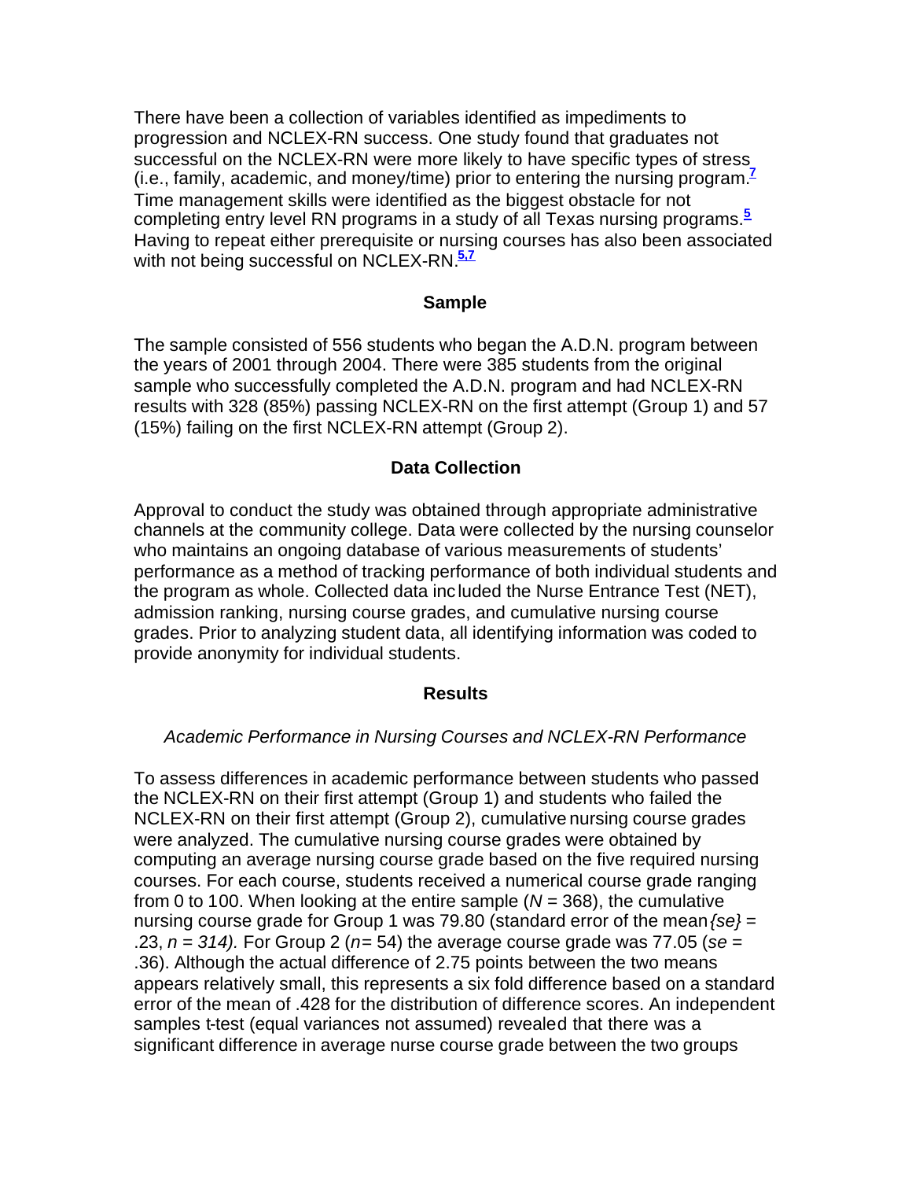There have been a collection of variables identified as impediments to progression and NCLEX-RN success. One study found that graduates not successful on the NCLEX-RN were more likely to have specific types of stress (i.e., family, academic, and money/time) prior to entering the nursing program.[7] Time management skills were identified as the biggest obstacle for not completing entry level RN programs in a study of all Texas nursing programs.[5] Having to repeat either prerequisite or nursing courses has also been associated with not being successful on NCLEX-RN.[5,7]

## Sample

The sample consisted of 556 students who began the A.D.N. program between the years of 2001 through 2004. There were 385 students from the original sample who successfully completed the A.D.N. program and had NCLEX-RN results with 328 (85%) passing NCLEX-RN on the first attempt (Group 1) and 57 (15%) failing on the first NCLEX-RN attempt (Group 2).

## Data Collection

Approval to conduct the study was obtained through appropriate administrative channels at the community college. Data were collected by the nursing counselor who maintains an ongoing database of various measurements of students' performance as a method of tracking performance of both individual students and the program as whole. Collected data included the Nurse Entrance Test (NET), admission ranking, nursing course grades, and cumulative nursing course grades. Prior to analyzing student data, all identifying information was coded to provide anonymity for individual students.

## Results

### *Academic Performance in Nursing Courses and NCLEX-RN Performance*

To assess differences in academic performance between students who passed the NCLEX-RN on their first attempt (Group 1) and students who failed the NCLEX-RN on their first attempt (Group 2), cumulative nursing course grades were analyzed. The cumulative nursing course grades were obtained by computing an average nursing course grade based on the five required nursing courses. For each course, students received a numerical course grade ranging from 0 to 100. When looking at the entire sample ($N$ = 368), the cumulative nursing course grade for Group 1 was 79.80 (standard error of the mean *{se}* = .23, $n$ = *314).* For Group 2 ($n$= 54) the average course grade was 77.05 (*se* = .36). Although the actual difference of 2.75 points between the two means appears relatively small, this represents a six fold difference based on a standard error of the mean of .428 for the distribution of difference scores. An independent samples t-test (equal variances not assumed) revealed that there was a significant difference in average nurse course grade between the two groups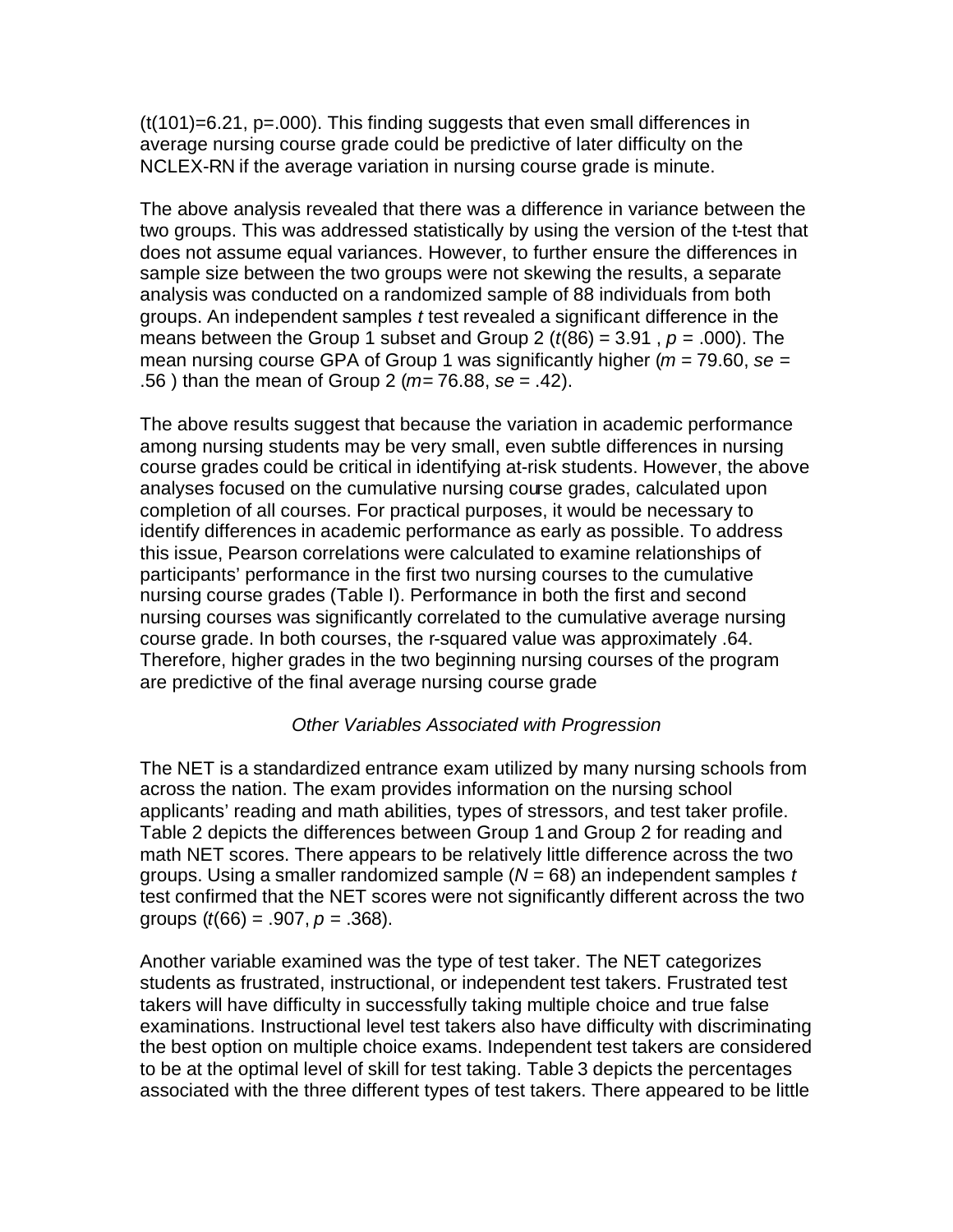($t(101)=6.21$, $p=.000$). This finding suggests that even small differences in average nursing course grade could be predictive of later difficulty on the NCLEX-RN if the average variation in nursing course grade is minute.

The above analysis revealed that there was a difference in variance between the two groups. This was addressed statistically by using the version of the t-test that does not assume equal variances. However, to further ensure the differences in sample size between the two groups were not skewing the results, a separate analysis was conducted on a randomized sample of 88 individuals from both groups. An independent samples $t$ test revealed a significant difference in the means between the Group 1 subset and Group 2 ($t(86) = 3.91$, $p = .000$). The mean nursing course GPA of Group 1 was significantly higher ($m = 79.60$, $se = .56$) than the mean of Group 2 ($m = 76.88$, $se = .42$).

The above results suggest that because the variation in academic performance among nursing students may be very small, even subtle differences in nursing course grades could be critical in identifying at-risk students. However, the above analyses focused on the cumulative nursing course grades, calculated upon completion of all courses. For practical purposes, it would be necessary to identify differences in academic performance as early as possible. To address this issue, Pearson correlations were calculated to examine relationships of participants' performance in the first two nursing courses to the cumulative nursing course grades (Table I). Performance in both the first and second nursing courses was significantly correlated to the cumulative average nursing course grade. In both courses, the r-squared value was approximately .64. Therefore, higher grades in the two beginning nursing courses of the program are predictive of the final average nursing course grade

### *Other Variables Associated with Progression*

The NET is a standardized entrance exam utilized by many nursing schools from across the nation. The exam provides information on the nursing school applicants' reading and math abilities, types of stressors, and test taker profile. Table 2 depicts the differences between Group 1 and Group 2 for reading and math NET scores. There appears to be relatively little difference across the two groups. Using a smaller randomized sample ($N = 68$) an independent samples $t$ test confirmed that the NET scores were not significantly different across the two groups ($t(66) = .907$, $p = .368$).

Another variable examined was the type of test taker. The NET categorizes students as frustrated, instructional, or independent test takers. Frustrated test takers will have difficulty in successfully taking multiple choice and true false examinations. Instructional level test takers also have difficulty with discriminating the best option on multiple choice exams. Independent test takers are considered to be at the optimal level of skill for test taking. Table 3 depicts the percentages associated with the three different types of test takers. There appeared to be little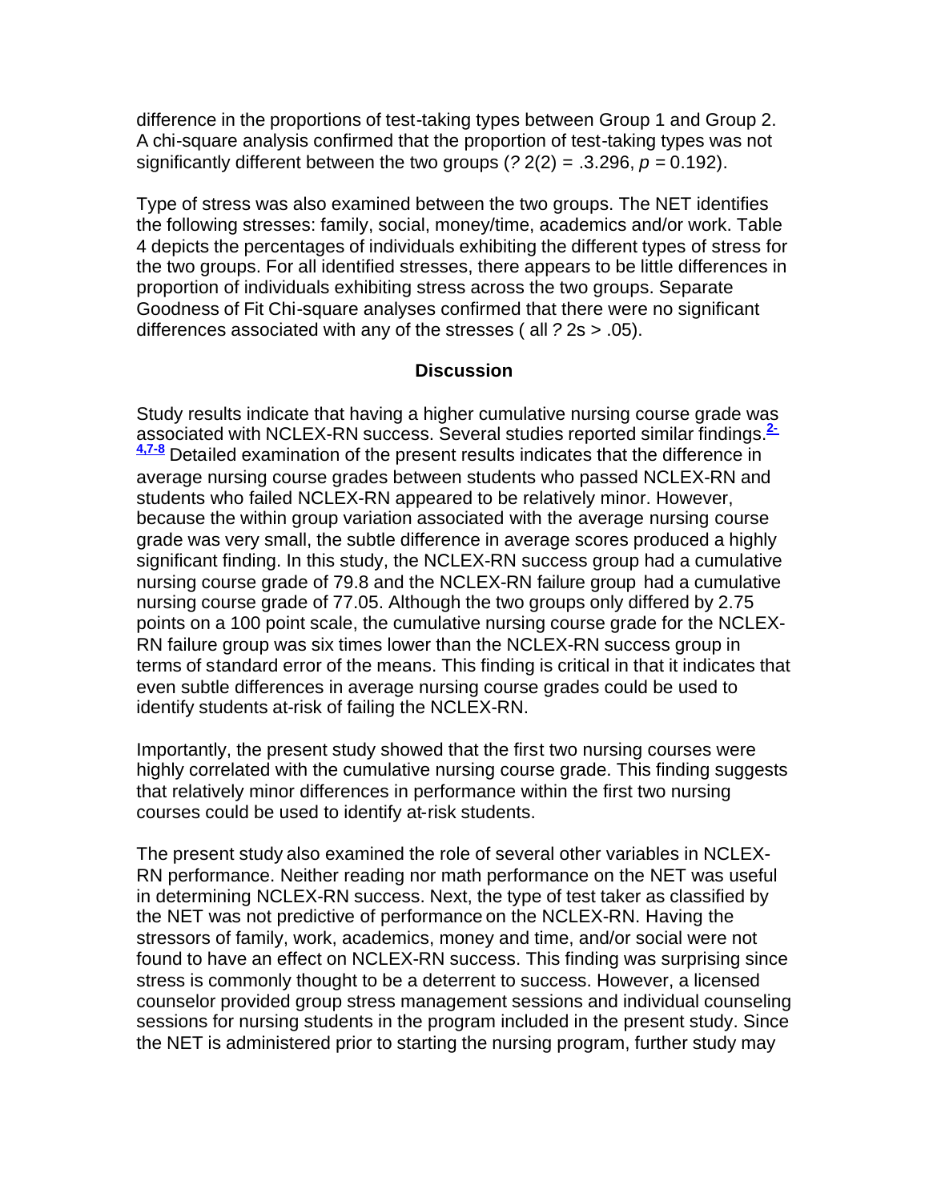difference in the proportions of test-taking types between Group 1 and Group 2. A chi-square analysis confirmed that the proportion of test-taking types was not significantly different between the two groups (? 2(2) = .3.296, $p$ = 0.192).

Type of stress was also examined between the two groups. The NET identifies the following stresses: family, social, money/time, academics and/or work. Table 4 depicts the percentages of individuals exhibiting the different types of stress for the two groups. For all identified stresses, there appears to be little differences in proportion of individuals exhibiting stress across the two groups. Separate Goodness of Fit Chi-square analyses confirmed that there were no significant differences associated with any of the stresses ( all ? 2s > .05).

## Discussion

Study results indicate that having a higher cumulative nursing course grade was associated with NCLEX-RN success. Several studies reported similar findings.[2-4,7-8] Detailed examination of the present results indicates that the difference in average nursing course grades between students who passed NCLEX-RN and students who failed NCLEX-RN appeared to be relatively minor. However, because the within group variation associated with the average nursing course grade was very small, the subtle difference in average scores produced a highly significant finding. In this study, the NCLEX-RN success group had a cumulative nursing course grade of 79.8 and the NCLEX-RN failure group had a cumulative nursing course grade of 77.05. Although the two groups only differed by 2.75 points on a 100 point scale, the cumulative nursing course grade for the NCLEX-RN failure group was six times lower than the NCLEX-RN success group in terms of standard error of the means. This finding is critical in that it indicates that even subtle differences in average nursing course grades could be used to identify students at-risk of failing the NCLEX-RN.

Importantly, the present study showed that the first two nursing courses were highly correlated with the cumulative nursing course grade. This finding suggests that relatively minor differences in performance within the first two nursing courses could be used to identify at-risk students.

The present study also examined the role of several other variables in NCLEX-RN performance. Neither reading nor math performance on the NET was useful in determining NCLEX-RN success. Next, the type of test taker as classified by the NET was not predictive of performance on the NCLEX-RN. Having the stressors of family, work, academics, money and time, and/or social were not found to have an effect on NCLEX-RN success. This finding was surprising since stress is commonly thought to be a deterrent to success. However, a licensed counselor provided group stress management sessions and individual counseling sessions for nursing students in the program included in the present study. Since the NET is administered prior to starting the nursing program, further study may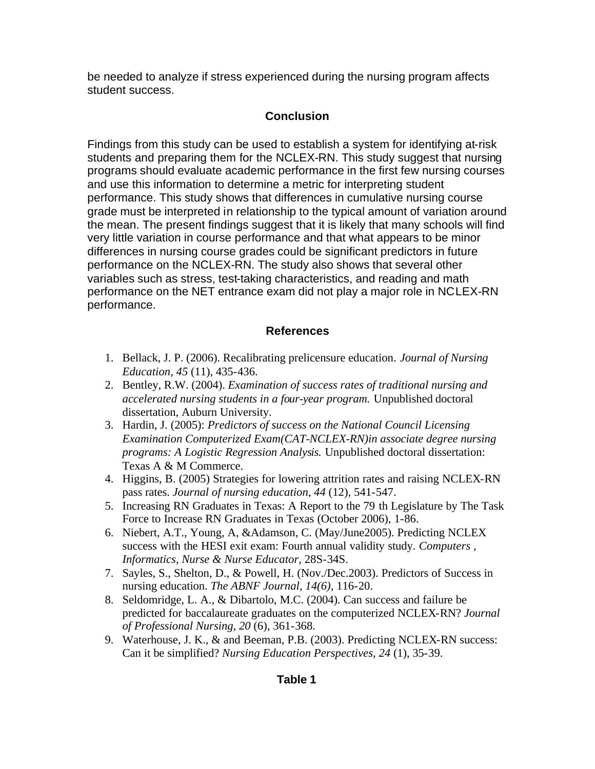be needed to analyze if stress experienced during the nursing program affects student success.

## Conclusion

Findings from this study can be used to establish a system for identifying at-risk students and preparing them for the NCLEX-RN. This study suggest that nursing programs should evaluate academic performance in the first few nursing courses and use this information to determine a metric for interpreting student performance. This study shows that differences in cumulative nursing course grade must be interpreted in relationship to the typical amount of variation around the mean. The present findings suggest that it is likely that many schools will find very little variation in course performance and that what appears to be minor differences in nursing course grades could be significant predictors in future performance on the NCLEX-RN. The study also shows that several other variables such as stress, test-taking characteristics, and reading and math performance on the NET entrance exam did not play a major role in NCLEX-RN performance.

## References

1. Bellack, J. P. (2006). Recalibrating prelicensure education. *Journal of Nursing Education, 45* (11), 435-436.
2. Bentley, R.W. (2004). *Examination of success rates of traditional nursing and accelerated nursing students in a four-year program.* Unpublished doctoral dissertation, Auburn University.
3. Hardin, J. (2005): *Predictors of success on the National Council Licensing Examination Computerized Exam(CAT-NCLEX-RN)in associate degree nursing programs: A Logistic Regression Analysis.* Unpublished doctoral dissertation: Texas A & M Commerce.
4. Higgins, B. (2005) Strategies for lowering attrition rates and raising NCLEX-RN pass rates. *Journal of nursing education, 44* (12), 541-547.
5. Increasing RN Graduates in Texas: A Report to the 79 th Legislature by The Task Force to Increase RN Graduates in Texas (October 2006), 1-86.
6. Niebert, A.T., Young, A, &Adamson, C. (May/June2005). Predicting NCLEX success with the HESI exit exam: Fourth annual validity study. *Computers , Informatics, Nurse & Nurse Educator,* 28S-34S.
7. Sayles, S., Shelton, D., & Powell, H. (Nov./Dec.2003). Predictors of Success in nursing education. *The ABNF Journal, 14(6),* 116-20.
8. Seldomridge, L. A., & Dibartolo, M.C. (2004). Can success and failure be predicted for baccalaureate graduates on the computerized NCLEX-RN? *Journal of Professional Nursing, 20* (6), 361-368.
9. Waterhouse, J. K., & and Beeman, P.B. (2003). Predicting NCLEX-RN success: Can it be simplified? *Nursing Education Perspectives, 24* (1), 35-39.

## Table 1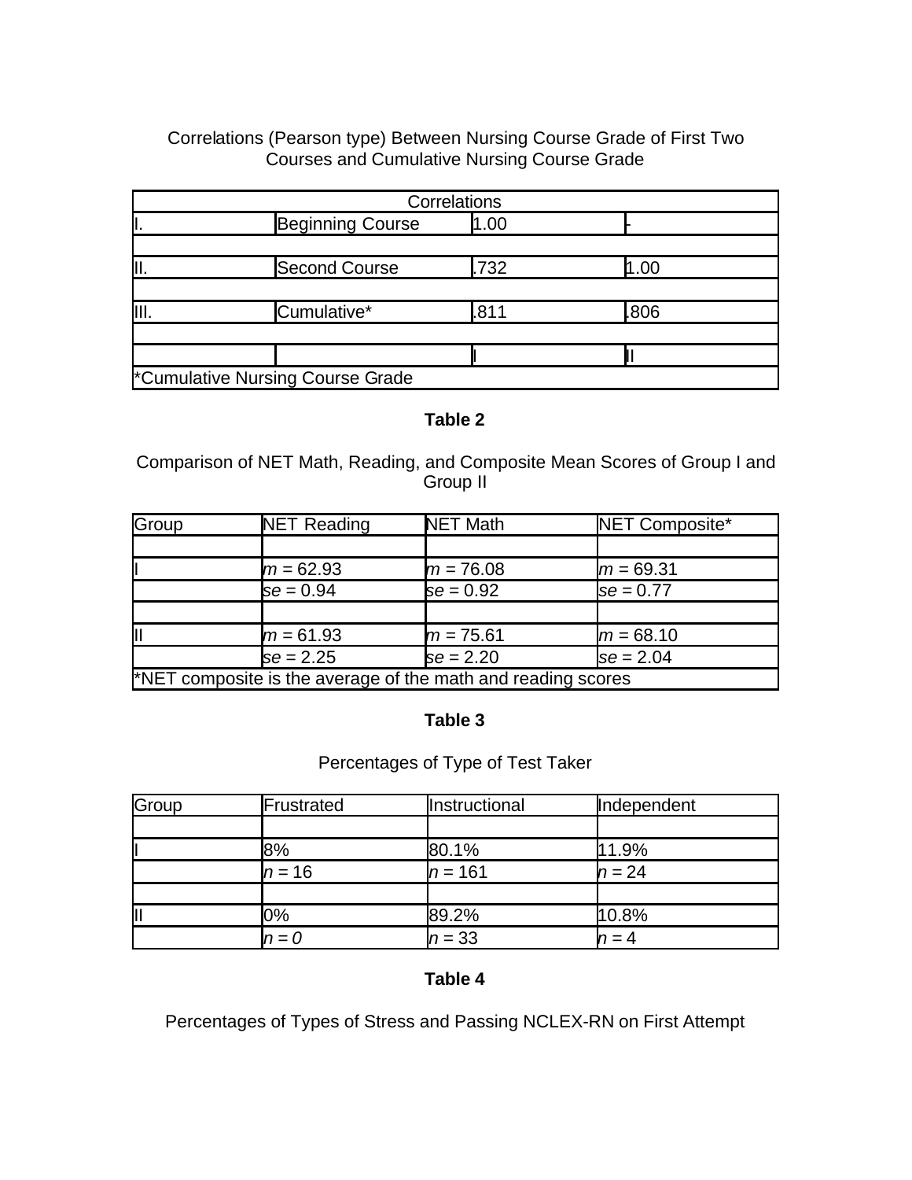Correlations (Pearson type) Between Nursing Course Grade of First Two Courses and Cumulative Nursing Course Grade

| Correlations | | | |
|---|---|---|---|
| I. | Beginning Course | 1.00 | - |
| | | | |
| II. | Second Course | .732 | 1.00 |
| | | | |
| III. | Cumulative* | .811 | .806 |
| | | | |
| | | I | II |
| *Cumulative Nursing Course Grade | | | |

**Table 2**

Comparison of NET Math, Reading, and Composite Mean Scores of Group I and Group II

| Group | NET Reading | NET Math | NET Composite* |
|---|---|---|---|
| | | | |
| I | *m* = 62.93 | *m* = 76.08 | *m* = 69.31 |
| | *se* = 0.94 | *se* = 0.92 | *se* = 0.77 |
| | | | |
| II | *m* = 61.93 | *m* = 75.61 | *m* = 68.10 |
| | *se* = 2.25 | *se* = 2.20 | *se* = 2.04 |
| *NET composite is the average of the math and reading scores | | | |

**Table 3**

Percentages of Type of Test Taker

| Group | Frustrated | Instructional | Independent |
|---|---|---|---|
| | | | |
| I | 8% | 80.1% | 11.9% |
| | *n* = 16 | *n* = 161 | *n* = 24 |
| | | | |
| II | 0% | 89.2% | 10.8% |
| | *n = 0* | *n* = 33 | *n* = 4 |

**Table 4**

Percentages of Types of Stress and Passing NCLEX-RN on First Attempt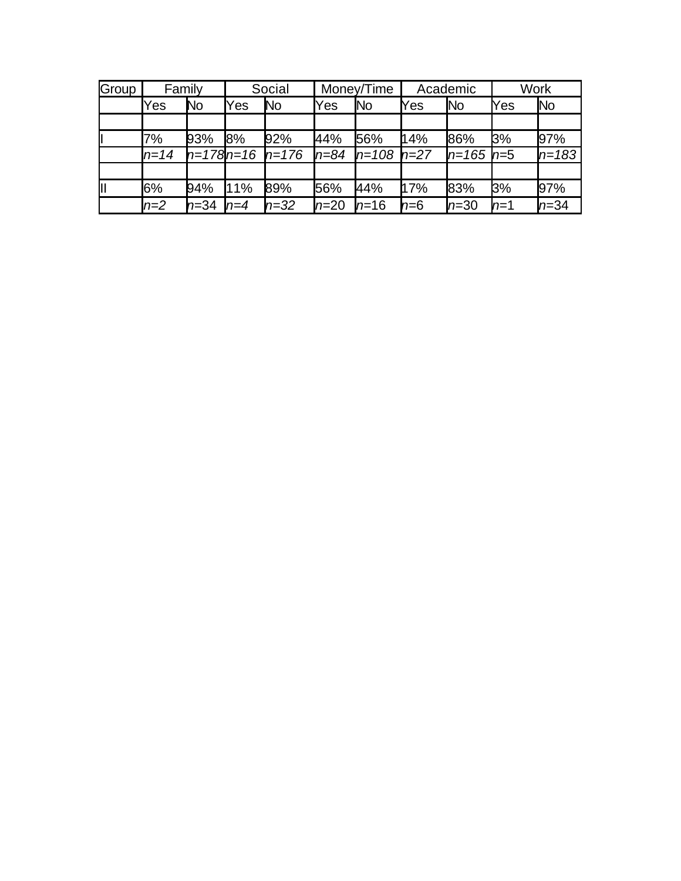| Group | Family | | Social | | Money/Time | | Academic | | Work | |
|---|---|---|---|---|---|---|---|---|---|---|
| | Yes | No | Yes | No | Yes | No | Yes | No | Yes | No |
| | | | | | | | | | | |
| I | 7% | 93% | 8% | 92% | 44% | 56% | 14% | 86% | 3% | 97% |
| | *n=14* | *n=178* | *n=16* | *n=176* | *n=84* | *n=108* | *n=27* | *n=165* | *n*=5 | *n=183* |
| | | | | | | | | | | |
| II | 6% | 94% | 11% | 89% | 56% | 44% | 17% | 83% | 3% | 97% |
| | *n=2* | *n*=34 | *n=4* | *n=32* | *n*=20 | *n*=16 | *n*=6 | *n*=30 | *n*=1 | *n*=34 |